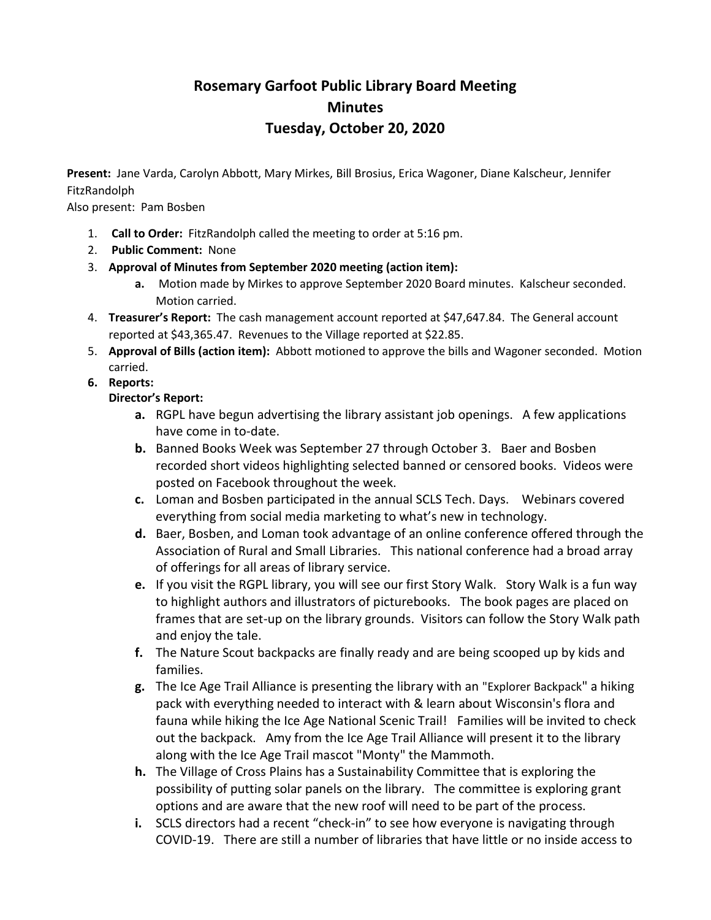# Rosemary Garfoot Public Library Board Meeting
# Minutes
# Tuesday, October 20, 2020

**Present:** Jane Varda, Carolyn Abbott, Mary Mirkes, Bill Brosius, Erica Wagoner, Diane Kalscheur, Jennifer FitzRandolph
Also present: Pam Bosben

1. **Call to Order:** FitzRandolph called the meeting to order at 5:16 pm.
2. **Public Comment:** None
3. **Approval of Minutes from September 2020 meeting (action item):**
    a. Motion made by Mirkes to approve September 2020 Board minutes. Kalscheur seconded. Motion carried.
4. **Treasurer's Report:** The cash management account reported at $47,647.84. The General account reported at $43,365.47. Revenues to the Village reported at $22.85.
5. **Approval of Bills (action item):** Abbott motioned to approve the bills and Wagoner seconded. Motion carried.
6. **Reports:**

   **Director's Report:**

    a. RGPL have begun advertising the library assistant job openings. A few applications have come in to-date.
    b. Banned Books Week was September 27 through October 3. Baer and Bosben recorded short videos highlighting selected banned or censored books. Videos were posted on Facebook throughout the week.
    c. Loman and Bosben participated in the annual SCLS Tech. Days. Webinars covered everything from social media marketing to what's new in technology.
    d. Baer, Bosben, and Loman took advantage of an online conference offered through the Association of Rural and Small Libraries. This national conference had a broad array of offerings for all areas of library service.
    e. If you visit the RGPL library, you will see our first Story Walk. Story Walk is a fun way to highlight authors and illustrators of picturebooks. The book pages are placed on frames that are set-up on the library grounds. Visitors can follow the Story Walk path and enjoy the tale.
    f. The Nature Scout backpacks are finally ready and are being scooped up by kids and families.
    g. The Ice Age Trail Alliance is presenting the library with an "Explorer Backpack" a hiking pack with everything needed to interact with & learn about Wisconsin's flora and fauna while hiking the Ice Age National Scenic Trail! Families will be invited to check out the backpack. Amy from the Ice Age Trail Alliance will present it to the library along with the Ice Age Trail mascot "Monty" the Mammoth.
    h. The Village of Cross Plains has a Sustainability Committee that is exploring the possibility of putting solar panels on the library. The committee is exploring grant options and are aware that the new roof will need to be part of the process.
    i. SCLS directors had a recent "check-in" to see how everyone is navigating through COVID-19. There are still a number of libraries that have little or no inside access to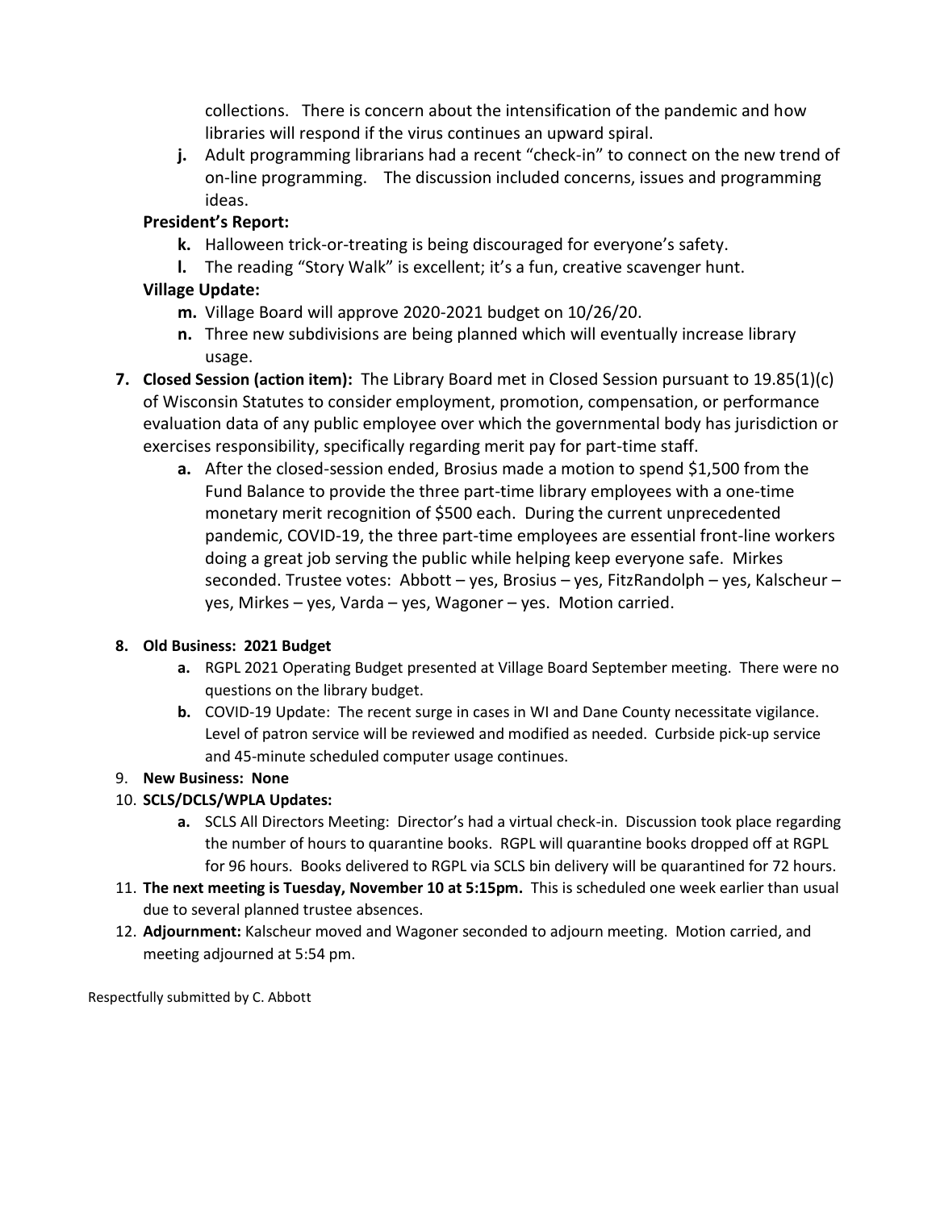collections. There is concern about the intensification of the pandemic and how libraries will respond if the virus continues an upward spiral.

- **j.** Adult programming librarians had a recent "check-in" to connect on the new trend of on-line programming. The discussion included concerns, issues and programming ideas.

**President's Report:**

- **k.** Halloween trick-or-treating is being discouraged for everyone's safety.
- **l.** The reading "Story Walk" is excellent; it's a fun, creative scavenger hunt.

**Village Update:**

- **m.** Village Board will approve 2020-2021 budget on 10/26/20.
- **n.** Three new subdivisions are being planned which will eventually increase library usage.

**7. Closed Session (action item):** The Library Board met in Closed Session pursuant to 19.85(1)(c) of Wisconsin Statutes to consider employment, promotion, compensation, or performance evaluation data of any public employee over which the governmental body has jurisdiction or exercises responsibility, specifically regarding merit pay for part-time staff.

- **a.** After the closed-session ended, Brosius made a motion to spend $1,500 from the Fund Balance to provide the three part-time library employees with a one-time monetary merit recognition of $500 each. During the current unprecedented pandemic, COVID-19, the three part-time employees are essential front-line workers doing a great job serving the public while helping keep everyone safe. Mirkes seconded. Trustee votes: Abbott – yes, Brosius – yes, FitzRandolph – yes, Kalscheur – yes, Mirkes – yes, Varda – yes, Wagoner – yes. Motion carried.

**8. Old Business: 2021 Budget**

- **a.** RGPL 2021 Operating Budget presented at Village Board September meeting. There were no questions on the library budget.
- **b.** COVID-19 Update: The recent surge in cases in WI and Dane County necessitate vigilance. Level of patron service will be reviewed and modified as needed. Curbside pick-up service and 45-minute scheduled computer usage continues.

9. **New Business: None**

10. **SCLS/DCLS/WPLA Updates:**

- **a.** SCLS All Directors Meeting: Director's had a virtual check-in. Discussion took place regarding the number of hours to quarantine books. RGPL will quarantine books dropped off at RGPL for 96 hours. Books delivered to RGPL via SCLS bin delivery will be quarantined for 72 hours.

11. **The next meeting is Tuesday, November 10 at 5:15pm.** This is scheduled one week earlier than usual due to several planned trustee absences.

12. **Adjournment:** Kalscheur moved and Wagoner seconded to adjourn meeting. Motion carried, and meeting adjourned at 5:54 pm.

Respectfully submitted by C. Abbott